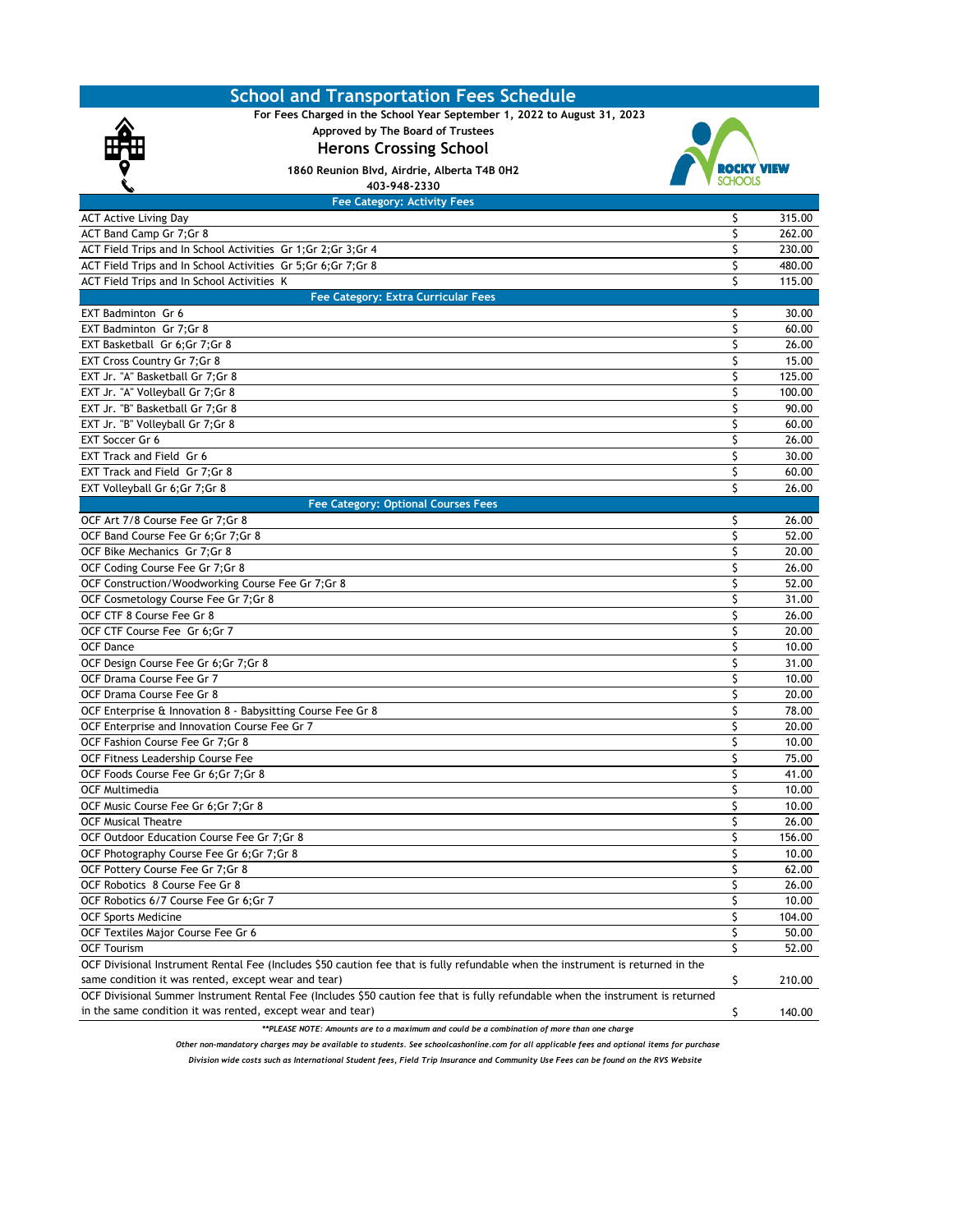# School and Transportation Fees Schedule

**For Fees Charged in the School Year September 1, 2022 to August 31, 2023**

**Approved by The Board of Trustees**

## Herons Crossing School

**1860 Reunion Blvd, Airdrie, Alberta T4B 0H2**

**403-948-2330**

| Fee Category: Activity Fees | | |
|---|---|---|
| ACT Active Living Day | $ | 315.00 |
| ACT Band Camp Gr 7;Gr 8 | $ | 262.00 |
| ACT Field Trips and In School Activities Gr 1;Gr 2;Gr 3;Gr 4 | $ | 230.00 |
| ACT Field Trips and In School Activities Gr 5;Gr 6;Gr 7;Gr 8 | $ | 480.00 |
| ACT Field Trips and In School Activities K | $ | 115.00 |
| **Fee Category: Extra Curricular Fees** | | |
| EXT Badminton Gr 6 | $ | 30.00 |
| EXT Badminton Gr 7;Gr 8 | $ | 60.00 |
| EXT Basketball Gr 6;Gr 7;Gr 8 | $ | 26.00 |
| EXT Cross Country Gr 7;Gr 8 | $ | 15.00 |
| EXT Jr. "A" Basketball Gr 7;Gr 8 | $ | 125.00 |
| EXT Jr. "A" Volleyball Gr 7;Gr 8 | $ | 100.00 |
| EXT Jr. "B" Basketball Gr 7;Gr 8 | $ | 90.00 |
| EXT Jr. "B" Volleyball Gr 7;Gr 8 | $ | 60.00 |
| EXT Soccer Gr 6 | $ | 26.00 |
| EXT Track and Field Gr 6 | $ | 30.00 |
| EXT Track and Field Gr 7;Gr 8 | $ | 60.00 |
| EXT Volleyball Gr 6;Gr 7;Gr 8 | $ | 26.00 |
| **Fee Category: Optional Courses Fees** | | |
| OCF Art 7/8 Course Fee Gr 7;Gr 8 | $ | 26.00 |
| OCF Band Course Fee Gr 6;Gr 7;Gr 8 | $ | 52.00 |
| OCF Bike Mechanics Gr 7;Gr 8 | $ | 20.00 |
| OCF Coding Course Fee Gr 7;Gr 8 | $ | 26.00 |
| OCF Construction/Woodworking Course Fee Gr 7;Gr 8 | $ | 52.00 |
| OCF Cosmetology Course Fee Gr 7;Gr 8 | $ | 31.00 |
| OCF CTF 8 Course Fee Gr 8 | $ | 26.00 |
| OCF CTF Course Fee Gr 6;Gr 7 | $ | 20.00 |
| OCF Dance | $ | 10.00 |
| OCF Design Course Fee Gr 6;Gr 7;Gr 8 | $ | 31.00 |
| OCF Drama Course Fee Gr 7 | $ | 10.00 |
| OCF Drama Course Fee Gr 8 | $ | 20.00 |
| OCF Enterprise & Innovation 8 - Babysitting Course Fee Gr 8 | $ | 78.00 |
| OCF Enterprise and Innovation Course Fee Gr 7 | $ | 20.00 |
| OCF Fashion Course Fee Gr 7;Gr 8 | $ | 10.00 |
| OCF Fitness Leadership Course Fee | $ | 75.00 |
| OCF Foods Course Fee Gr 6;Gr 7;Gr 8 | $ | 41.00 |
| OCF Multimedia | $ | 10.00 |
| OCF Music Course Fee Gr 6;Gr 7;Gr 8 | $ | 10.00 |
| OCF Musical Theatre | $ | 26.00 |
| OCF Outdoor Education Course Fee Gr 7;Gr 8 | $ | 156.00 |
| OCF Photography Course Fee Gr 6;Gr 7;Gr 8 | $ | 10.00 |
| OCF Pottery Course Fee Gr 7;Gr 8 | $ | 62.00 |
| OCF Robotics 8 Course Fee Gr 8 | $ | 26.00 |
| OCF Robotics 6/7 Course Fee Gr 6;Gr 7 | $ | 10.00 |
| OCF Sports Medicine | $ | 104.00 |
| OCF Textiles Major Course Fee Gr 6 | $ | 50.00 |
| OCF Tourism | $ | 52.00 |
| OCF Divisional Instrument Rental Fee (Includes $50 caution fee that is fully refundable when the instrument is returned in the same condition it was rented, except wear and tear) | $ | 210.00 |
| OCF Divisional Summer Instrument Rental Fee (Includes $50 caution fee that is fully refundable when the instrument is returned in the same condition it was rented, except wear and tear) | $ | 140.00 |

*\*\*PLEASE NOTE: Amounts are to a maximum and could be a combination of more than one charge*

*Other non-mandatory charges may be available to students. See schoolcashonline.com for all applicable fees and optional items for purchase*

*Division wide costs such as International Student fees, Field Trip Insurance and Community Use Fees can be found on the RVS Website*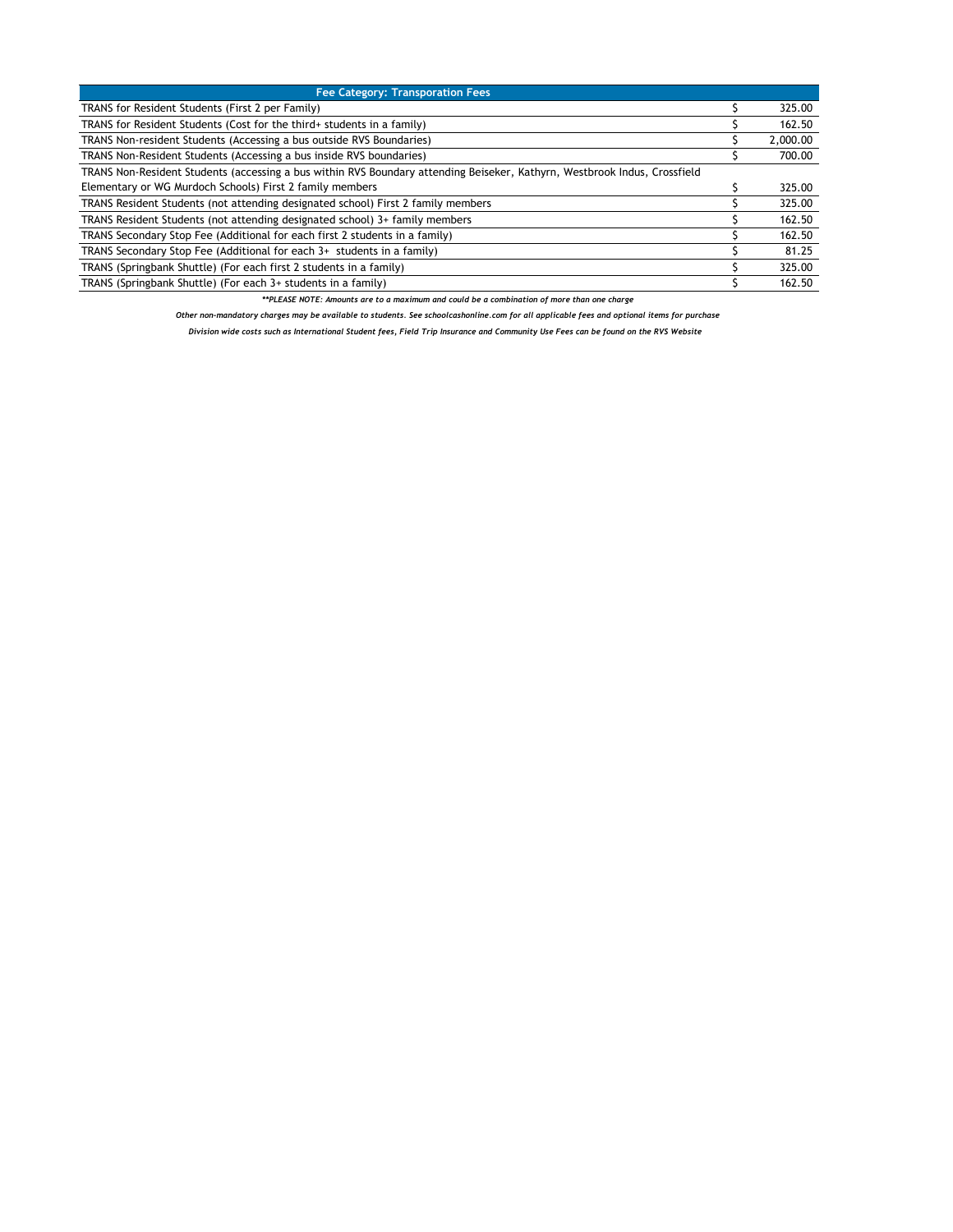| Fee Category: Transporation Fees | |
|---|---|
| TRANS for Resident Students (First 2 per Family) | $ 325.00 |
| TRANS for Resident Students (Cost for the third+ students in a family) | $ 162.50 |
| TRANS Non-resident Students (Accessing a bus outside RVS Boundaries) | $ 2,000.00 |
| TRANS Non-Resident Students (Accessing a bus inside RVS boundaries) | $ 700.00 |
| TRANS Non-Resident Students (accessing a bus within RVS Boundary attending Beiseker, Kathyrn, Westbrook Indus, Crossfield Elementary or WG Murdoch Schools) First 2 family members | $ 325.00 |
| TRANS Resident Students (not attending designated school) First 2 family members | $ 325.00 |
| TRANS Resident Students (not attending designated school) 3+ family members | $ 162.50 |
| TRANS Secondary Stop Fee (Additional for each first 2 students in a family) | $ 162.50 |
| TRANS Secondary Stop Fee (Additional for each 3+ students in a family) | $ 81.25 |
| TRANS (Springbank Shuttle) (For each first 2 students in a family) | $ 325.00 |
| TRANS (Springbank Shuttle) (For each 3+ students in a family) | $ 162.50 |

***PLEASE NOTE: Amounts are to a maximum and could be a combination of more than one charge*

*Other non-mandatory charges may be available to students. See schoolcashonline.com for all applicable fees and optional items for purchase*

*Division wide costs such as International Student fees, Field Trip Insurance and Community Use Fees can be found on the RVS Website*